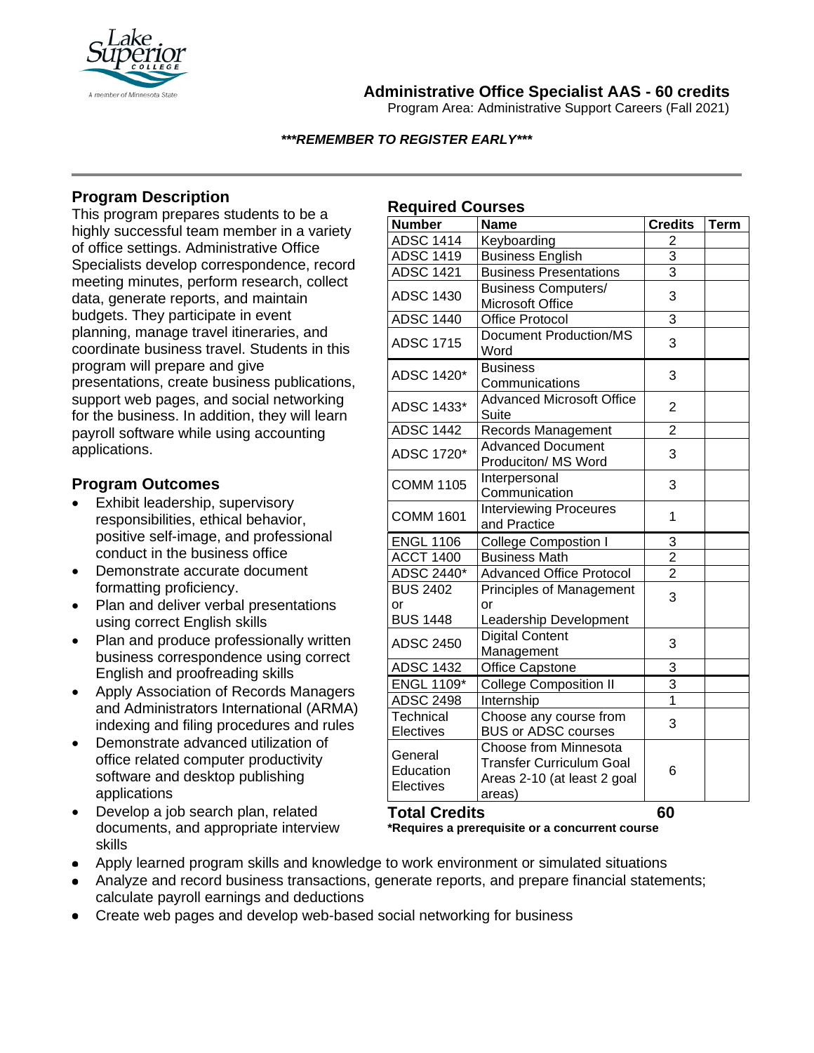# Administrative Office Specialist AAS - 60 credits

Program Area: Administrative Support Careers (Fall 2021)

***REMEMBER TO REGISTER EARLY***

## Program Description

This program prepares students to be a highly successful team member in a variety of office settings. Administrative Office Specialists develop correspondence, record meeting minutes, perform research, collect data, generate reports, and maintain budgets. They participate in event planning, manage travel itineraries, and coordinate business travel. Students in this program will prepare and give presentations, create business publications, support web pages, and social networking for the business. In addition, they will learn payroll software while using accounting applications.

## Program Outcomes

- Exhibit leadership, supervisory responsibilities, ethical behavior, positive self-image, and professional conduct in the business office
- Demonstrate accurate document formatting proficiency.
- Plan and deliver verbal presentations using correct English skills
- Plan and produce professionally written business correspondence using correct English and proofreading skills
- Apply Association of Records Managers and Administrators International (ARMA) indexing and filing procedures and rules
- Demonstrate advanced utilization of office related computer productivity software and desktop publishing applications
- Develop a job search plan, related documents, and appropriate interview skills
- Apply learned program skills and knowledge to work environment or simulated situations
- Analyze and record business transactions, generate reports, and prepare financial statements; calculate payroll earnings and deductions
- Create web pages and develop web-based social networking for business

## Required Courses

| Number | Name | Credits | Term |
|---|---|---|---|
| ADSC 1414 | Keyboarding | 2 | |
| ADSC 1419 | Business English | 3 | |
| ADSC 1421 | Business Presentations | 3 | |
| ADSC 1430 | Business Computers/ Microsoft Office | 3 | |
| ADSC 1440 | Office Protocol | 3 | |
| ADSC 1715 | Document Production/MS Word | 3 | |
| ADSC 1420* | Business Communications | 3 | |
| ADSC 1433* | Advanced Microsoft Office Suite | 2 | |
| ADSC 1442 | Records Management | 2 | |
| ADSC 1720* | Advanced Document Produciton/ MS Word | 3 | |
| COMM 1105 | Interpersonal Communication | 3 | |
| COMM 1601 | Interviewing Proceures and Practice | 1 | |
| ENGL 1106 | College Compostion I | 3 | |
| ACCT 1400 | Business Math | 2 | |
| ADSC 2440* | Advanced Office Protocol | 2 | |
| BUS 2402 or BUS 1448 | Principles of Management or Leadership Development | 3 | |
| ADSC 2450 | Digital Content Management | 3 | |
| ADSC 1432 | Office Capstone | 3 | |
| ENGL 1109* | College Composition II | 3 | |
| ADSC 2498 | Internship | 1 | |
| Technical Electives | Choose any course from BUS or ADSC courses | 3 | |
| General Education Electives | Choose from Minnesota Transfer Curriculum Goal Areas 2-10 (at least 2 goal areas) | 6 | |
| **Total Credits** | | **60** | |

***Requires a prerequisite or a concurrent course**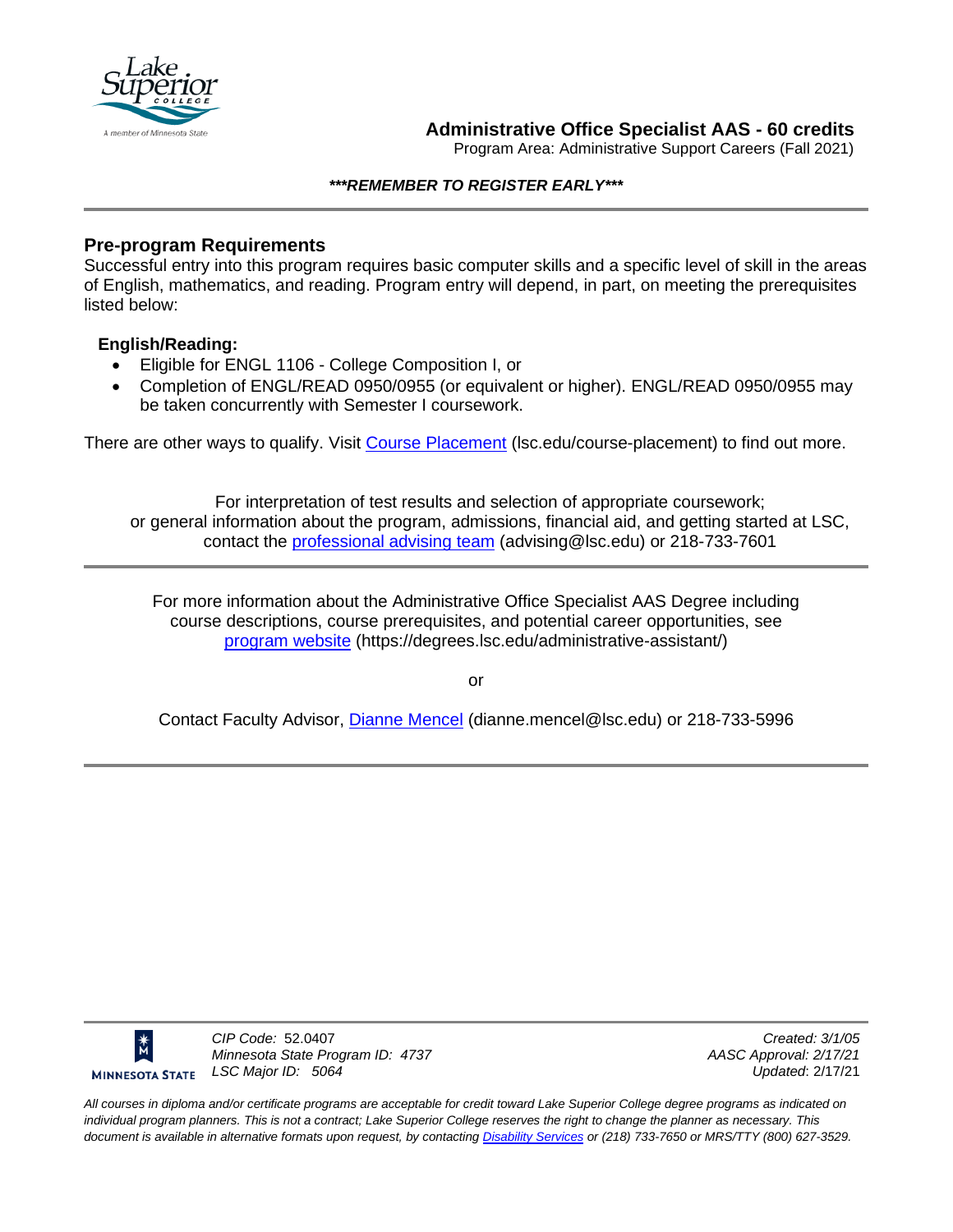## Administrative Office Specialist AAS - 60 credits

Program Area: Administrative Support Careers (Fall 2021)

***REMEMBER TO REGISTER EARLY***

### Pre-program Requirements

Successful entry into this program requires basic computer skills and a specific level of skill in the areas of English, mathematics, and reading. Program entry will depend, in part, on meeting the prerequisites listed below:

**English/Reading:**

- Eligible for ENGL 1106 - College Composition I, or
- Completion of ENGL/READ 0950/0955 (or equivalent or higher). ENGL/READ 0950/0955 may be taken concurrently with Semester I coursework.

There are other ways to qualify. Visit Course Placement (lsc.edu/course-placement) to find out more.

For interpretation of test results and selection of appropriate coursework; or general information about the program, admissions, financial aid, and getting started at LSC, contact the professional advising team (advising@lsc.edu) or 218-733-7601

---

For more information about the Administrative Office Specialist AAS Degree including course descriptions, course prerequisites, and potential career opportunities, see program website (https://degrees.lsc.edu/administrative-assistant/)

or

Contact Faculty Advisor, Dianne Mencel (dianne.mencel@lsc.edu) or 218-733-5996

---

*CIP Code:* 52.0407
*Minnesota State Program ID: 4737*
*LSC Major ID: 5064*

*Created: 3/1/05*
*AASC Approval: 2/17/21*
*Updated*: 2/17/21

*All courses in diploma and/or certificate programs are acceptable for credit toward Lake Superior College degree programs as indicated on individual program planners. This is not a contract; Lake Superior College reserves the right to change the planner as necessary. This document is available in alternative formats upon request, by contacting Disability Services or (218) 733-7650 or MRS/TTY (800) 627-3529.*